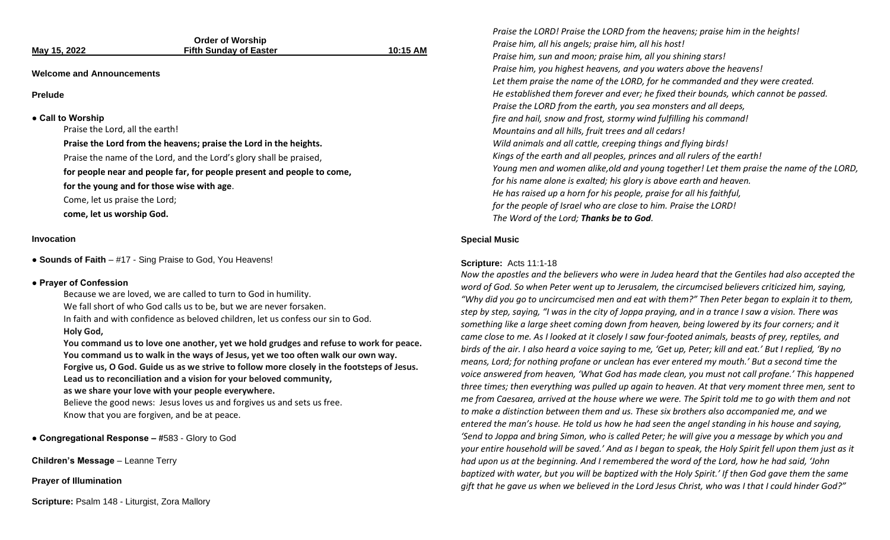**Order of Worship**

**May 15, 2022** **Fifth Sunday of Easter** **10:15 AM**

**Welcome and Announcements**

**Prelude**

**● Call to Worship**

Praise the Lord, all the earth!

**Praise the Lord from the heavens; praise the Lord in the heights.**

Praise the name of the Lord, and the Lord's glory shall be praised,

**for people near and people far, for people present and people to come,**

**for the young and for those wise with age**.

Come, let us praise the Lord;

**come, let us worship God.**

**Invocation**

**● Sounds of Faith** – #17 - Sing Praise to God, You Heavens!

**● Prayer of Confession**

Because we are loved, we are called to turn to God in humility.
We fall short of who God calls us to be, but we are never forsaken.
In faith and with confidence as beloved children, let us confess our sin to God.
**Holy God,**
**You command us to love one another, yet we hold grudges and refuse to work for peace.**
**You command us to walk in the ways of Jesus, yet we too often walk our own way.**
**Forgive us, O God. Guide us as we strive to follow more closely in the footsteps of Jesus.**
**Lead us to reconciliation and a vision for your beloved community,**
**as we share your love with your people everywhere.**
Believe the good news: Jesus loves us and forgives us and sets us free.
Know that you are forgiven, and be at peace.

**● Congregational Response –** #583 - Glory to God

**Children's Message** – Leanne Terry

**Prayer of Illumination**

**Scripture:** Psalm 148 - Liturgist, Zora Mallory

*Praise the LORD! Praise the LORD from the heavens; praise him in the heights!*
*Praise him, all his angels; praise him, all his host!*
*Praise him, sun and moon; praise him, all you shining stars!*
*Praise him, you highest heavens, and you waters above the heavens!*
*Let them praise the name of the LORD, for he commanded and they were created.*
*He established them forever and ever; he fixed their bounds, which cannot be passed.*
*Praise the LORD from the earth, you sea monsters and all deeps,*
*fire and hail, snow and frost, stormy wind fulfilling his command!*
*Mountains and all hills, fruit trees and all cedars!*
*Wild animals and all cattle, creeping things and flying birds!*
*Kings of the earth and all peoples, princes and all rulers of the earth!*
*Young men and women alike,old and young together! Let them praise the name of the LORD,*
*for his name alone is exalted; his glory is above earth and heaven.*
*He has raised up a horn for his people, praise for all his faithful,*
*for the people of Israel who are close to him. Praise the LORD!*
*The Word of the Lord;* ***Thanks be to God***.

**Special Music**

**Scripture:** Acts 11:1-18

*Now the apostles and the believers who were in Judea heard that the Gentiles had also accepted the word of God. So when Peter went up to Jerusalem, the circumcised believers criticized him, saying, "Why did you go to uncircumcised men and eat with them?" Then Peter began to explain it to them, step by step, saying, "I was in the city of Joppa praying, and in a trance I saw a vision. There was something like a large sheet coming down from heaven, being lowered by its four corners; and it came close to me. As I looked at it closely I saw four-footed animals, beasts of prey, reptiles, and birds of the air. I also heard a voice saying to me, 'Get up, Peter; kill and eat.' But I replied, 'By no means, Lord; for nothing profane or unclean has ever entered my mouth.' But a second time the voice answered from heaven, 'What God has made clean, you must not call profane.' This happened three times; then everything was pulled up again to heaven. At that very moment three men, sent to me from Caesarea, arrived at the house where we were. The Spirit told me to go with them and not to make a distinction between them and us. These six brothers also accompanied me, and we entered the man's house. He told us how he had seen the angel standing in his house and saying, 'Send to Joppa and bring Simon, who is called Peter; he will give you a message by which you and your entire household will be saved.' And as I began to speak, the Holy Spirit fell upon them just as it had upon us at the beginning. And I remembered the word of the Lord, how he had said, 'John baptized with water, but you will be baptized with the Holy Spirit.' If then God gave them the same gift that he gave us when we believed in the Lord Jesus Christ, who was I that I could hinder God?"*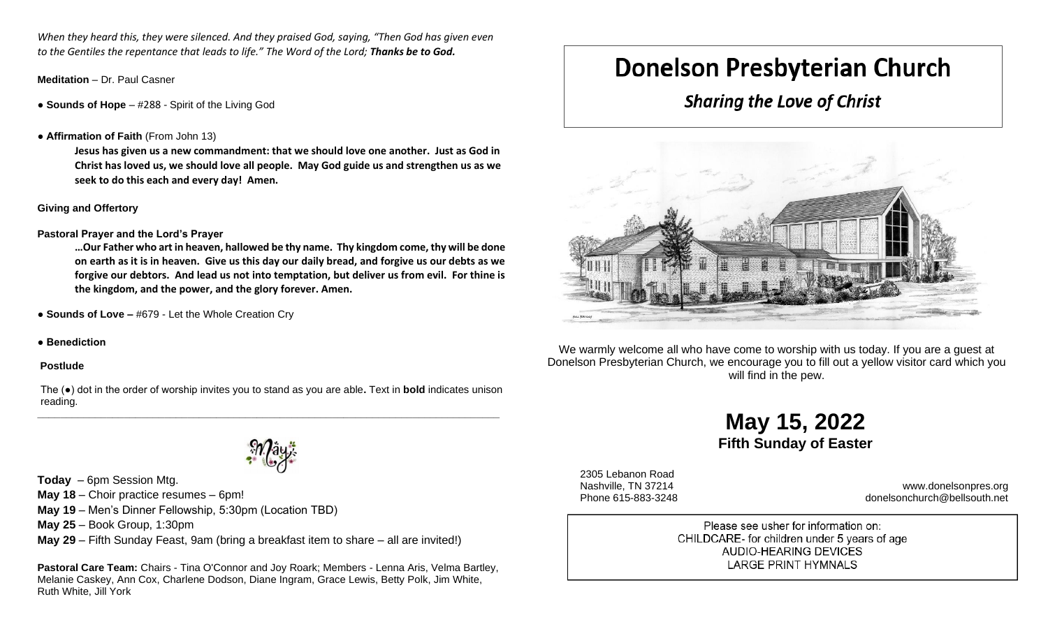*When they heard this, they were silenced. And they praised God, saying, "Then God has given even to the Gentiles the repentance that leads to life." The Word of the Lord;* ***Thanks be to God.***

**Meditation** – Dr. Paul Casner

● **Sounds of Hope** – #288 - Spirit of the Living God

● **Affirmation of Faith** (From John 13)

> **Jesus has given us a new commandment: that we should love one another. Just as God in Christ has loved us, we should love all people. May God guide us and strengthen us as we seek to do this each and every day! Amen.**

**Giving and Offertory**

**Pastoral Prayer and the Lord's Prayer**

> **…Our Father who art in heaven, hallowed be thy name. Thy kingdom come, thy will be done on earth as it is in heaven. Give us this day our daily bread, and forgive us our debts as we forgive our debtors. And lead us not into temptation, but deliver us from evil. For thine is the kingdom, and the power, and the glory forever. Amen.**

● **Sounds of Love –** #679 - Let the Whole Creation Cry

● **Benediction**

**Postlude**

The (●) dot in the order of worship invites you to stand as you are able**.** Text in **bold** indicates unison reading.

---

May

**Today** – 6pm Session Mtg.
**May 18** – Choir practice resumes – 6pm!
**May 19** – Men's Dinner Fellowship, 5:30pm (Location TBD)
**May 25** – Book Group, 1:30pm
**May 29** – Fifth Sunday Feast, 9am (bring a breakfast item to share – all are invited!)

**Pastoral Care Team:** Chairs - Tina O'Connor and Joy Roark; Members - Lenna Aris, Velma Bartley, Melanie Caskey, Ann Cox, Charlene Dodson, Diane Ingram, Grace Lewis, Betty Polk, Jim White, Ruth White, Jill York

# Donelson Presbyterian Church

***Sharing the Love of Christ***

We warmly welcome all who have come to worship with us today. If you are a guest at Donelson Presbyterian Church, we encourage you to fill out a yellow visitor card which you will find in the pew.

## May 15, 2022

**Fifth Sunday of Easter**

2305 Lebanon Road
Nashville, TN 37214
Phone 615-883-3248

www.donelsonpres.org
donelsonchurch@bellsouth.net

Please see usher for information on:
CHILDCARE- for children under 5 years of age
AUDIO-HEARING DEVICES
LARGE PRINT HYMNALS